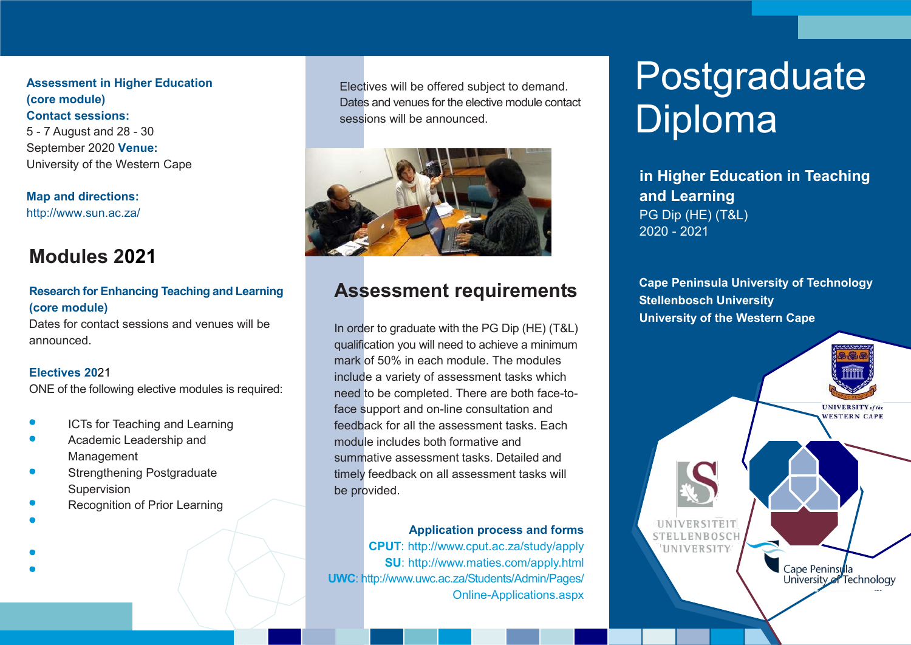**Assessment in Higher Education (core module)**

**Contact sessions:**
5 - 7 August and 28 - 30 September 2020 **Venue:**
University of the Western Cape

**Map and directions:**
http://www.sun.ac.za/

## Modules 2021

**Research for Enhancing Teaching and Learning (core module)**
Dates for contact sessions and venues will be announced.

**Electives 2021**
ONE of the following elective modules is required:

- ICTs for Teaching and Learning
- Academic Leadership and Management
- Strengthening Postgraduate Supervision
- Recognition of Prior Learning

Electives will be offered subject to demand. Dates and venues for the elective module contact sessions will be announced.

## Assessment requirements

In order to graduate with the PG Dip (HE) (T&L) qualification you will need to achieve a minimum mark of 50% in each module. The modules include a variety of assessment tasks which need to be completed. There are both face-to-face support and on-line consultation and feedback for all the assessment tasks. Each module includes both formative and summative assessment tasks. Detailed and timely feedback on all assessment tasks will be provided.

**Application process and forms**
**CPUT**: http://www.cput.ac.za/study/apply
**SU**: http://www.maties.com/apply.html
**UWC**: http://www.uwc.ac.za/Students/Admin/Pages/Online-Applications.aspx

# Postgraduate Diploma

**in Higher Education in Teaching and Learning**
PG Dip (HE) (T&L)
2020 - 2021

**Cape Peninsula University of Technology**
**Stellenbosch University**
**University of the Western Cape**

UNIVERSITY of the WESTERN CAPE

UNIVERSITEIT STELLENBOSCH UNIVERSITY

Cape Peninsula University of Technology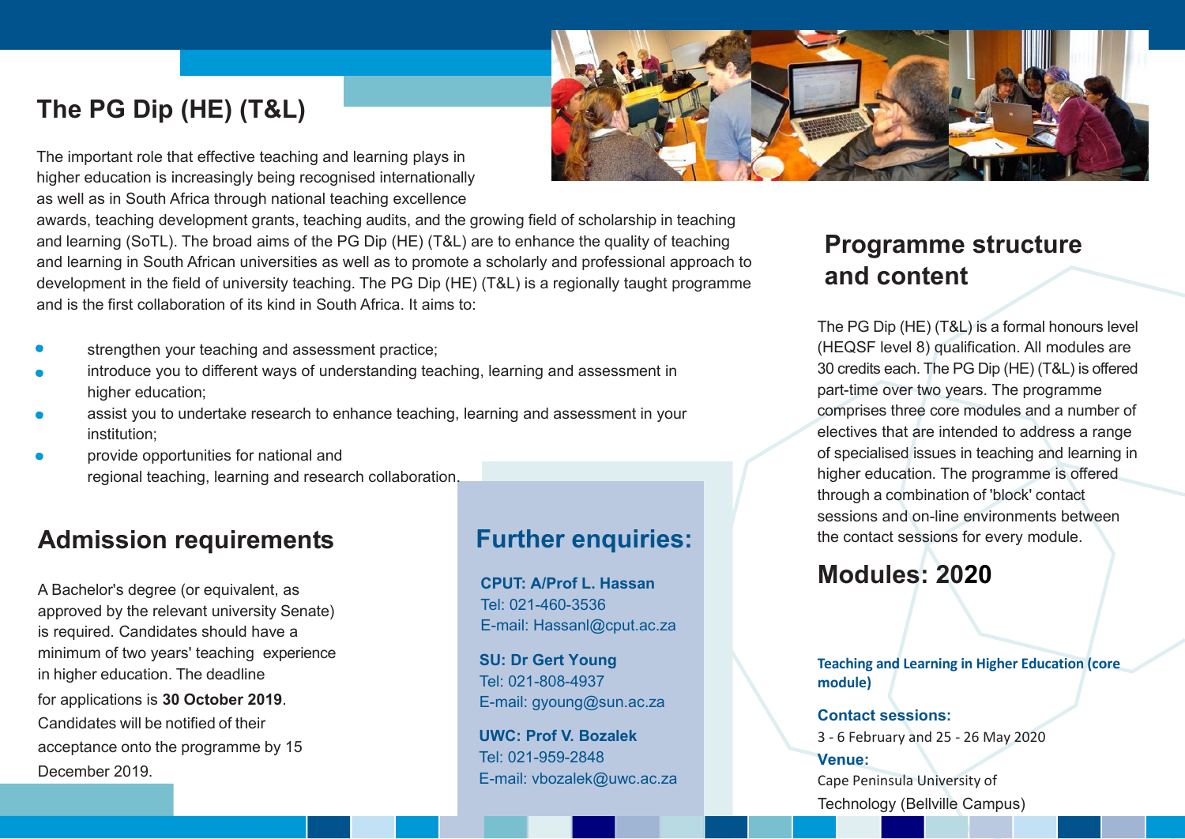## The PG Dip (HE) (T&L)

The important role that effective teaching and learning plays in higher education is increasingly being recognised internationally as well as in South Africa through national teaching excellence awards, teaching development grants, teaching audits, and the growing field of scholarship in teaching and learning (SoTL). The broad aims of the PG Dip (HE) (T&L) are to enhance the quality of teaching and learning in South African universities as well as to promote a scholarly and professional approach to development in the field of university teaching. The PG Dip (HE) (T&L) is a regionally taught programme and is the first collaboration of its kind in South Africa. It aims to:

- strengthen your teaching and assessment practice;
- introduce you to different ways of understanding teaching, learning and assessment in higher education;
- assist you to undertake research to enhance teaching, learning and assessment in your institution;
- provide opportunities for national and regional teaching, learning and research collaboration.

## Admission requirements

A Bachelor's degree (or equivalent, as approved by the relevant university Senate) is required. Candidates should have a minimum of two years' teaching experience in higher education. The deadline for applications is **30 October 2019**. Candidates will be notified of their acceptance onto the programme by 15 December 2019.

## Further enquiries:

**CPUT: A/Prof L. Hassan**
Tel: 021-460-3536
E-mail: Hassanl@cput.ac.za

**SU: Dr Gert Young**
Tel: 021-808-4937
E-mail: gyoung@sun.ac.za

**UWC: Prof V. Bozalek**
Tel: 021-959-2848
E-mail: vbozalek@uwc.ac.za

## Programme structure and content

The PG Dip (HE) (T&L) is a formal honours level (HEQSF level 8) qualification. All modules are 30 credits each. The PG Dip (HE) (T&L) is offered part-time over two years. The programme comprises three core modules and a number of electives that are intended to address a range of specialised issues in teaching and learning in higher education. The programme is offered through a combination of 'block' contact sessions and on-line environments between the contact sessions for every module.

## Modules: 2020

**Teaching and Learning in Higher Education (core module)**

**Contact sessions:**
3 - 6 February and 25 - 26 May 2020

**Venue:**
Cape Peninsula University of Technology (Bellville Campus)